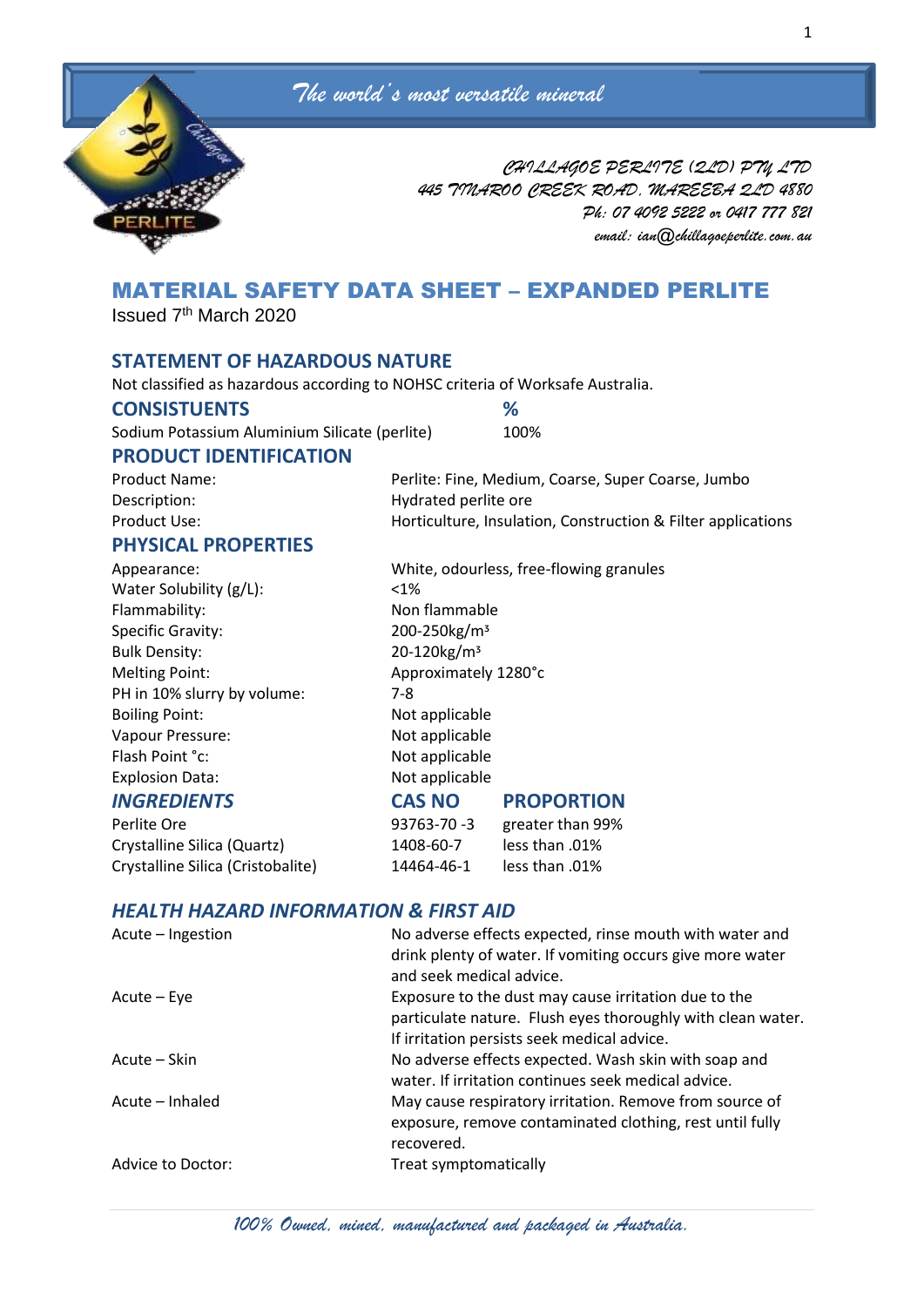*The world's most versatile mineral*

*CHILLAGOE PERLITE (QLD) PTY LTD*
*445 TINAROO CREEK ROAD, MAREEBA QLD 4880*
*Ph: 07 4092 5222 or 0417 777 821*
*email: ian@chillagoeperlite.com.au*

# MATERIAL SAFETY DATA SHEET – EXPANDED PERLITE

Issued 7th March 2020

## STATEMENT OF HAZARDOUS NATURE

Not classified as hazardous according to NOHSC criteria of Worksafe Australia.

## CONSISTUENTS

| | % |
|---|---|
| Sodium Potassium Aluminium Silicate (perlite) | 100% |

## PRODUCT IDENTIFICATION

| | |
|---|---|
| Product Name: | Perlite: Fine, Medium, Coarse, Super Coarse, Jumbo |
| Description: | Hydrated perlite ore |
| Product Use: | Horticulture, Insulation, Construction & Filter applications |

## PHYSICAL PROPERTIES

| | |
|---|---|
| Appearance: | White, odourless, free-flowing granules |
| Water Solubility (g/L): | <1% |
| Flammability: | Non flammable |
| Specific Gravity: | 200-250kg/m³ |
| Bulk Density: | 20-120kg/m³ |
| Melting Point: | Approximately 1280°c |
| PH in 10% slurry by volume: | 7-8 |
| Boiling Point: | Not applicable |
| Vapour Pressure: | Not applicable |
| Flash Point °c: | Not applicable |
| Explosion Data: | Not applicable |

| *INGREDIENTS* | CAS NO | PROPORTION |
|---|---|---|
| Perlite Ore | 93763-70 -3 | greater than 99% |
| Crystalline Silica (Quartz) | 1408-60-7 | less than .01% |
| Crystalline Silica (Cristobalite) | 14464-46-1 | less than .01% |

## *HEALTH HAZARD INFORMATION & FIRST AID*

| | |
|---|---|
| Acute – Ingestion | No adverse effects expected, rinse mouth with water and drink plenty of water. If vomiting occurs give more water and seek medical advice. |
| Acute – Eye | Exposure to the dust may cause irritation due to the particulate nature. Flush eyes thoroughly with clean water. If irritation persists seek medical advice. |
| Acute – Skin | No adverse effects expected. Wash skin with soap and water. If irritation continues seek medical advice. |
| Acute – Inhaled | May cause respiratory irritation. Remove from source of exposure, remove contaminated clothing, rest until fully recovered. |
| Advice to Doctor: | Treat symptomatically |

*100% Owned, mined, manufactured and packaged in Australia.*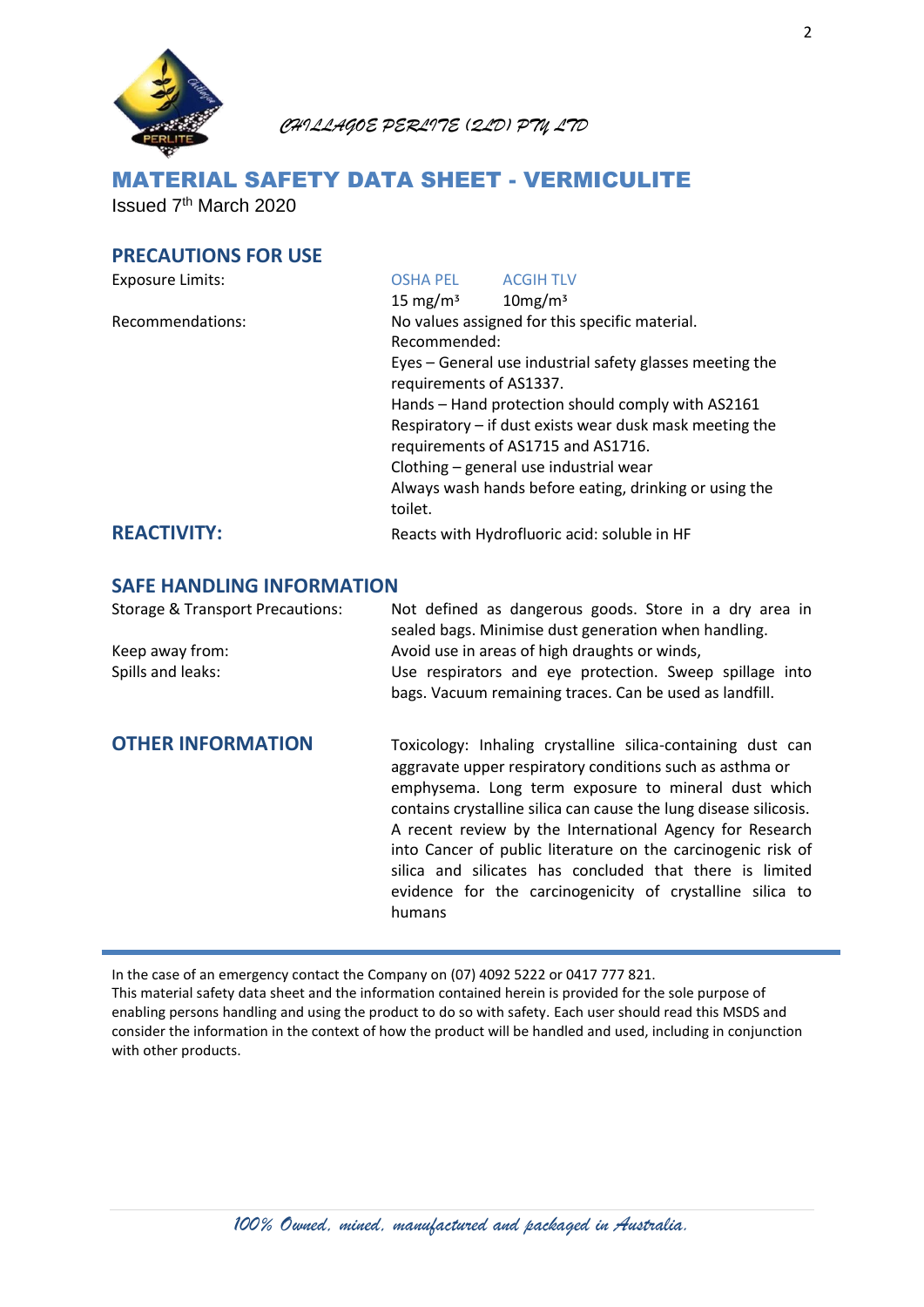*CHILLAGOE PERLITE (QLD) PTY LTD*

# MATERIAL SAFETY DATA SHEET - VERMICULITE

Issued 7th March 2020

## PRECAUTIONS FOR USE

| | | |
|---|---|---|
| Exposure Limits: | OSHA PEL | ACGIH TLV |
| | 15 mg/m³ | 10mg/m³ |

Recommendations: No values assigned for this specific material.
Recommended:
Eyes – General use industrial safety glasses meeting the requirements of AS1337.
Hands – Hand protection should comply with AS2161
Respiratory – if dust exists wear dusk mask meeting the requirements of AS1715 and AS1716.
Clothing – general use industrial wear
Always wash hands before eating, drinking or using the toilet.

## REACTIVITY:

Reacts with Hydrofluoric acid: soluble in HF

## SAFE HANDLING INFORMATION

Storage & Transport Precautions: Not defined as dangerous goods. Store in a dry area in sealed bags. Minimise dust generation when handling.

Keep away from: Avoid use in areas of high draughts or winds,

Spills and leaks: Use respirators and eye protection. Sweep spillage into bags. Vacuum remaining traces. Can be used as landfill.

## OTHER INFORMATION

Toxicology: Inhaling crystalline silica-containing dust can aggravate upper respiratory conditions such as asthma or emphysema. Long term exposure to mineral dust which contains crystalline silica can cause the lung disease silicosis. A recent review by the International Agency for Research into Cancer of public literature on the carcinogenic risk of silica and silicates has concluded that there is limited evidence for the carcinogenicity of crystalline silica to humans

---

In the case of an emergency contact the Company on (07) 4092 5222 or 0417 777 821.
This material safety data sheet and the information contained herein is provided for the sole purpose of enabling persons handling and using the product to do so with safety. Each user should read this MSDS and consider the information in the context of how the product will be handled and used, including in conjunction with other products.

*100% Owned, mined, manufactured and packaged in Australia.*